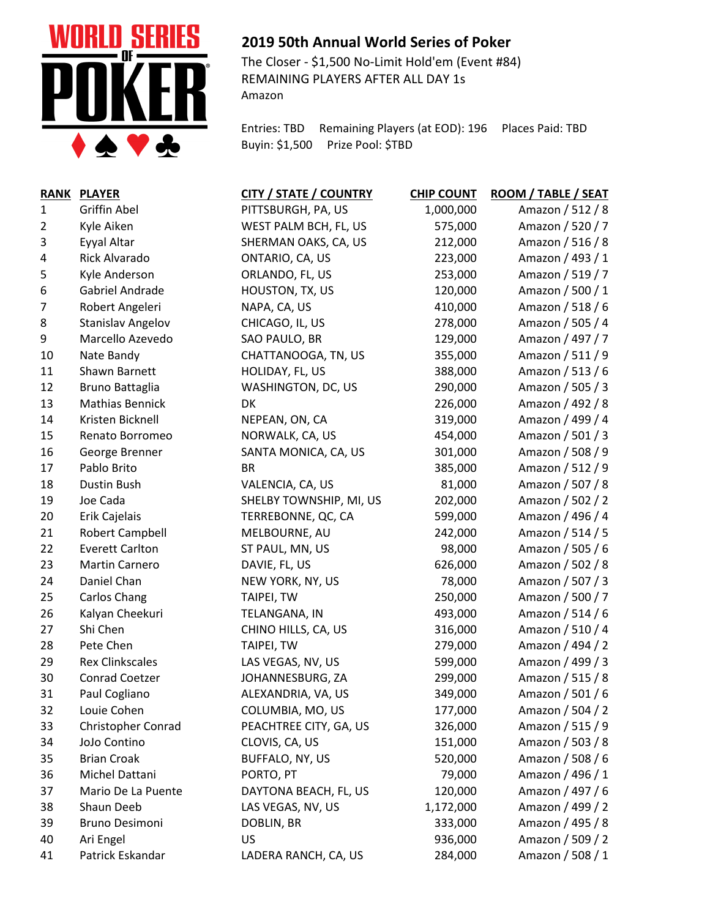# 2019 50th Annual World Series of Poker

The Closer - $1,500 No-Limit Hold'em (Event #84)
REMAINING PLAYERS AFTER ALL DAY 1s
Amazon

Entries: TBD    Remaining Players (at EOD): 196    Places Paid: TBD
Buyin: $1,500    Prize Pool: $TBD

| RANK | PLAYER | CITY / STATE / COUNTRY | CHIP COUNT | ROOM / TABLE / SEAT |
|---|---|---|---|---|
| 1 | Griffin Abel | PITTSBURGH, PA, US | 1,000,000 | Amazon / 512 / 8 |
| 2 | Kyle Aiken | WEST PALM BCH, FL, US | 575,000 | Amazon / 520 / 7 |
| 3 | Eyyal Altar | SHERMAN OAKS, CA, US | 212,000 | Amazon / 516 / 8 |
| 4 | Rick Alvarado | ONTARIO, CA, US | 223,000 | Amazon / 493 / 1 |
| 5 | Kyle Anderson | ORLANDO, FL, US | 253,000 | Amazon / 519 / 7 |
| 6 | Gabriel Andrade | HOUSTON, TX, US | 120,000 | Amazon / 500 / 1 |
| 7 | Robert Angeleri | NAPA, CA, US | 410,000 | Amazon / 518 / 6 |
| 8 | Stanislav Angelov | CHICAGO, IL, US | 278,000 | Amazon / 505 / 4 |
| 9 | Marcello Azevedo | SAO PAULO, BR | 129,000 | Amazon / 497 / 7 |
| 10 | Nate Bandy | CHATTANOOGA, TN, US | 355,000 | Amazon / 511 / 9 |
| 11 | Shawn Barnett | HOLIDAY, FL, US | 388,000 | Amazon / 513 / 6 |
| 12 | Bruno Battaglia | WASHINGTON, DC, US | 290,000 | Amazon / 505 / 3 |
| 13 | Mathias Bennick | DK | 226,000 | Amazon / 492 / 8 |
| 14 | Kristen Bicknell | NEPEAN, ON, CA | 319,000 | Amazon / 499 / 4 |
| 15 | Renato Borromeo | NORWALK, CA, US | 454,000 | Amazon / 501 / 3 |
| 16 | George Brenner | SANTA MONICA, CA, US | 301,000 | Amazon / 508 / 9 |
| 17 | Pablo Brito | BR | 385,000 | Amazon / 512 / 9 |
| 18 | Dustin Bush | VALENCIA, CA, US | 81,000 | Amazon / 507 / 8 |
| 19 | Joe Cada | SHELBY TOWNSHIP, MI, US | 202,000 | Amazon / 502 / 2 |
| 20 | Erik Cajelais | TERREBONNE, QC, CA | 599,000 | Amazon / 496 / 4 |
| 21 | Robert Campbell | MELBOURNE, AU | 242,000 | Amazon / 514 / 5 |
| 22 | Everett Carlton | ST PAUL, MN, US | 98,000 | Amazon / 505 / 6 |
| 23 | Martin Carnero | DAVIE, FL, US | 626,000 | Amazon / 502 / 8 |
| 24 | Daniel Chan | NEW YORK, NY, US | 78,000 | Amazon / 507 / 3 |
| 25 | Carlos Chang | TAIPEI, TW | 250,000 | Amazon / 500 / 7 |
| 26 | Kalyan Cheekuri | TELANGANA, IN | 493,000 | Amazon / 514 / 6 |
| 27 | Shi Chen | CHINO HILLS, CA, US | 316,000 | Amazon / 510 / 4 |
| 28 | Pete Chen | TAIPEI, TW | 279,000 | Amazon / 494 / 2 |
| 29 | Rex Clinkscales | LAS VEGAS, NV, US | 599,000 | Amazon / 499 / 3 |
| 30 | Conrad Coetzer | JOHANNESBURG, ZA | 299,000 | Amazon / 515 / 8 |
| 31 | Paul Cogliano | ALEXANDRIA, VA, US | 349,000 | Amazon / 501 / 6 |
| 32 | Louie Cohen | COLUMBIA, MO, US | 177,000 | Amazon / 504 / 2 |
| 33 | Christopher Conrad | PEACHTREE CITY, GA, US | 326,000 | Amazon / 515 / 9 |
| 34 | JoJo Contino | CLOVIS, CA, US | 151,000 | Amazon / 503 / 8 |
| 35 | Brian Croak | BUFFALO, NY, US | 520,000 | Amazon / 508 / 6 |
| 36 | Michel Dattani | PORTO, PT | 79,000 | Amazon / 496 / 1 |
| 37 | Mario De La Puente | DAYTONA BEACH, FL, US | 120,000 | Amazon / 497 / 6 |
| 38 | Shaun Deeb | LAS VEGAS, NV, US | 1,172,000 | Amazon / 499 / 2 |
| 39 | Bruno Desimoni | DOBLIN, BR | 333,000 | Amazon / 495 / 8 |
| 40 | Ari Engel | US | 936,000 | Amazon / 509 / 2 |
| 41 | Patrick Eskandar | LADERA RANCH, CA, US | 284,000 | Amazon / 508 / 1 |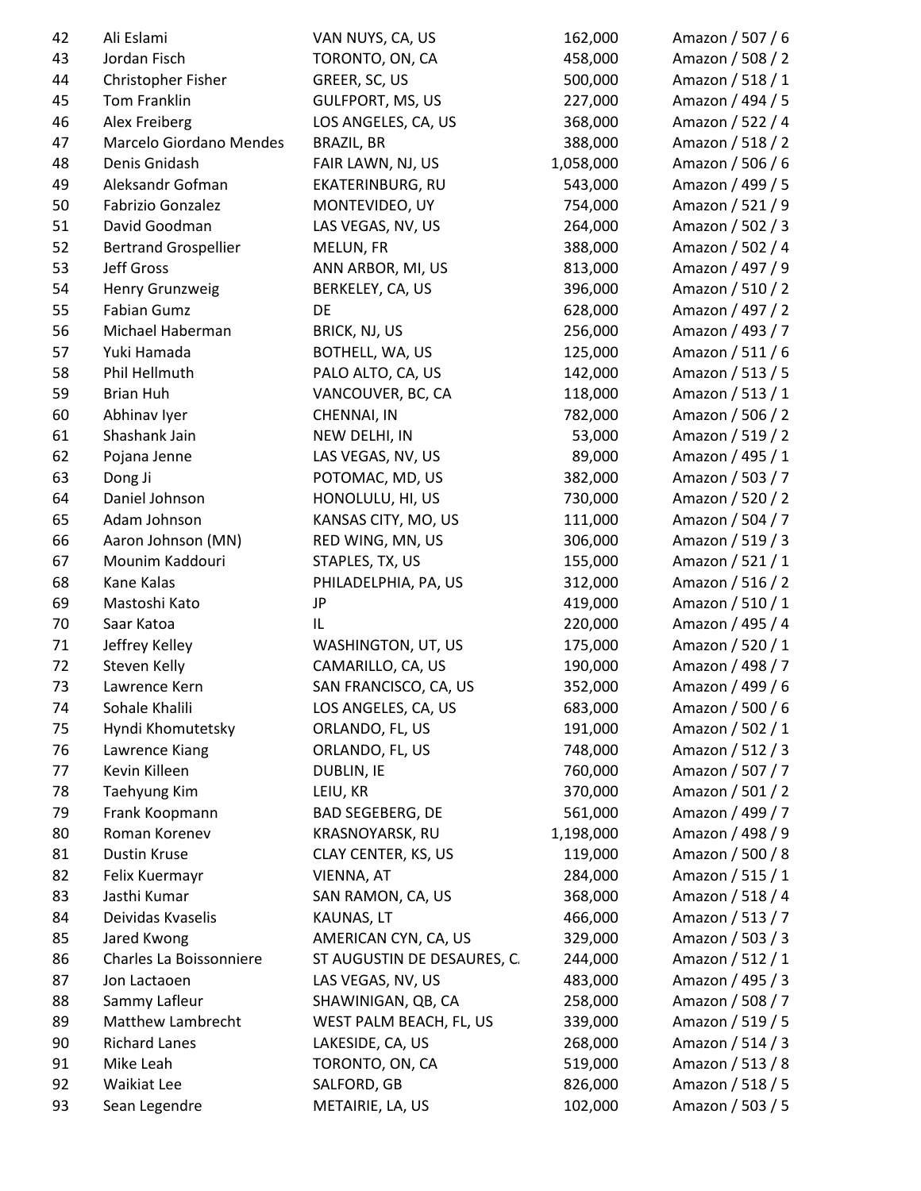| 42 | Ali Eslami | VAN NUYS, CA, US | 162,000 | Amazon / 507 / 6 |
|---|---|---|---|---|
| 43 | Jordan Fisch | TORONTO, ON, CA | 458,000 | Amazon / 508 / 2 |
| 44 | Christopher Fisher | GREER, SC, US | 500,000 | Amazon / 518 / 1 |
| 45 | Tom Franklin | GULFPORT, MS, US | 227,000 | Amazon / 494 / 5 |
| 46 | Alex Freiberg | LOS ANGELES, CA, US | 368,000 | Amazon / 522 / 4 |
| 47 | Marcelo Giordano Mendes | BRAZIL, BR | 388,000 | Amazon / 518 / 2 |
| 48 | Denis Gnidash | FAIR LAWN, NJ, US | 1,058,000 | Amazon / 506 / 6 |
| 49 | Aleksandr Gofman | EKATERINBURG, RU | 543,000 | Amazon / 499 / 5 |
| 50 | Fabrizio Gonzalez | MONTEVIDEO, UY | 754,000 | Amazon / 521 / 9 |
| 51 | David Goodman | LAS VEGAS, NV, US | 264,000 | Amazon / 502 / 3 |
| 52 | Bertrand Grospellier | MELUN, FR | 388,000 | Amazon / 502 / 4 |
| 53 | Jeff Gross | ANN ARBOR, MI, US | 813,000 | Amazon / 497 / 9 |
| 54 | Henry Grunzweig | BERKELEY, CA, US | 396,000 | Amazon / 510 / 2 |
| 55 | Fabian Gumz | DE | 628,000 | Amazon / 497 / 2 |
| 56 | Michael Haberman | BRICK, NJ, US | 256,000 | Amazon / 493 / 7 |
| 57 | Yuki Hamada | BOTHELL, WA, US | 125,000 | Amazon / 511 / 6 |
| 58 | Phil Hellmuth | PALO ALTO, CA, US | 142,000 | Amazon / 513 / 5 |
| 59 | Brian Huh | VANCOUVER, BC, CA | 118,000 | Amazon / 513 / 1 |
| 60 | Abhinav Iyer | CHENNAI, IN | 782,000 | Amazon / 506 / 2 |
| 61 | Shashank Jain | NEW DELHI, IN | 53,000 | Amazon / 519 / 2 |
| 62 | Pojana Jenne | LAS VEGAS, NV, US | 89,000 | Amazon / 495 / 1 |
| 63 | Dong Ji | POTOMAC, MD, US | 382,000 | Amazon / 503 / 7 |
| 64 | Daniel Johnson | HONOLULU, HI, US | 730,000 | Amazon / 520 / 2 |
| 65 | Adam Johnson | KANSAS CITY, MO, US | 111,000 | Amazon / 504 / 7 |
| 66 | Aaron Johnson (MN) | RED WING, MN, US | 306,000 | Amazon / 519 / 3 |
| 67 | Mounim Kaddouri | STAPLES, TX, US | 155,000 | Amazon / 521 / 1 |
| 68 | Kane Kalas | PHILADELPHIA, PA, US | 312,000 | Amazon / 516 / 2 |
| 69 | Mastoshi Kato | JP | 419,000 | Amazon / 510 / 1 |
| 70 | Saar Katoa | IL | 220,000 | Amazon / 495 / 4 |
| 71 | Jeffrey Kelley | WASHINGTON, UT, US | 175,000 | Amazon / 520 / 1 |
| 72 | Steven Kelly | CAMARILLO, CA, US | 190,000 | Amazon / 498 / 7 |
| 73 | Lawrence Kern | SAN FRANCISCO, CA, US | 352,000 | Amazon / 499 / 6 |
| 74 | Sohale Khalili | LOS ANGELES, CA, US | 683,000 | Amazon / 500 / 6 |
| 75 | Hyndi Khomutetsky | ORLANDO, FL, US | 191,000 | Amazon / 502 / 1 |
| 76 | Lawrence Kiang | ORLANDO, FL, US | 748,000 | Amazon / 512 / 3 |
| 77 | Kevin Killeen | DUBLIN, IE | 760,000 | Amazon / 507 / 7 |
| 78 | Taehyung Kim | LEIU, KR | 370,000 | Amazon / 501 / 2 |
| 79 | Frank Koopmann | BAD SEGEBERG, DE | 561,000 | Amazon / 499 / 7 |
| 80 | Roman Korenev | KRASNOYARSK, RU | 1,198,000 | Amazon / 498 / 9 |
| 81 | Dustin Kruse | CLAY CENTER, KS, US | 119,000 | Amazon / 500 / 8 |
| 82 | Felix Kuermayr | VIENNA, AT | 284,000 | Amazon / 515 / 1 |
| 83 | Jasthi Kumar | SAN RAMON, CA, US | 368,000 | Amazon / 518 / 4 |
| 84 | Deividas Kvaselis | KAUNAS, LT | 466,000 | Amazon / 513 / 7 |
| 85 | Jared Kwong | AMERICAN CYN, CA, US | 329,000 | Amazon / 503 / 3 |
| 86 | Charles La Boissonniere | ST AUGUSTIN DE DESAURES, C. | 244,000 | Amazon / 512 / 1 |
| 87 | Jon Lactaoen | LAS VEGAS, NV, US | 483,000 | Amazon / 495 / 3 |
| 88 | Sammy Lafleur | SHAWINIGAN, QB, CA | 258,000 | Amazon / 508 / 7 |
| 89 | Matthew Lambrecht | WEST PALM BEACH, FL, US | 339,000 | Amazon / 519 / 5 |
| 90 | Richard Lanes | LAKESIDE, CA, US | 268,000 | Amazon / 514 / 3 |
| 91 | Mike Leah | TORONTO, ON, CA | 519,000 | Amazon / 513 / 8 |
| 92 | Waikiat Lee | SALFORD, GB | 826,000 | Amazon / 518 / 5 |
| 93 | Sean Legendre | METAIRIE, LA, US | 102,000 | Amazon / 503 / 5 |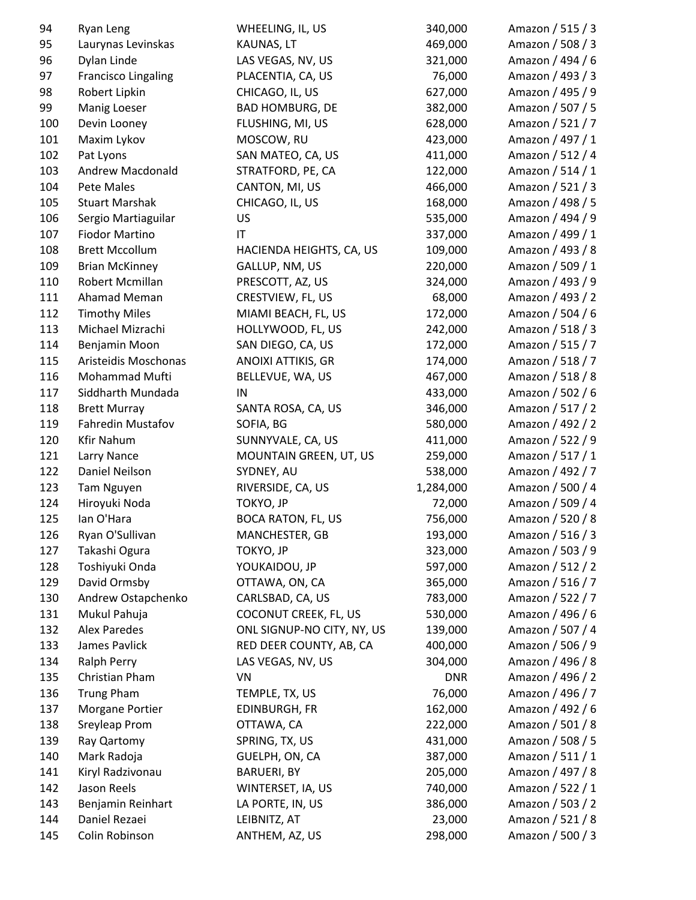| | | | | |
|---|---|---|---|---|
| 94 | Ryan Leng | WHEELING, IL, US | 340,000 | Amazon / 515 / 3 |
| 95 | Laurynas Levinskas | KAUNAS, LT | 469,000 | Amazon / 508 / 3 |
| 96 | Dylan Linde | LAS VEGAS, NV, US | 321,000 | Amazon / 494 / 6 |
| 97 | Francisco Lingaling | PLACENTIA, CA, US | 76,000 | Amazon / 493 / 3 |
| 98 | Robert Lipkin | CHICAGO, IL, US | 627,000 | Amazon / 495 / 9 |
| 99 | Manig Loeser | BAD HOMBURG, DE | 382,000 | Amazon / 507 / 5 |
| 100 | Devin Looney | FLUSHING, MI, US | 628,000 | Amazon / 521 / 7 |
| 101 | Maxim Lykov | MOSCOW, RU | 423,000 | Amazon / 497 / 1 |
| 102 | Pat Lyons | SAN MATEO, CA, US | 411,000 | Amazon / 512 / 4 |
| 103 | Andrew Macdonald | STRATFORD, PE, CA | 122,000 | Amazon / 514 / 1 |
| 104 | Pete Males | CANTON, MI, US | 466,000 | Amazon / 521 / 3 |
| 105 | Stuart Marshak | CHICAGO, IL, US | 168,000 | Amazon / 498 / 5 |
| 106 | Sergio Martiaguilar | US | 535,000 | Amazon / 494 / 9 |
| 107 | Fiodor Martino | IT | 337,000 | Amazon / 499 / 1 |
| 108 | Brett Mccollum | HACIENDA HEIGHTS, CA, US | 109,000 | Amazon / 493 / 8 |
| 109 | Brian McKinney | GALLUP, NM, US | 220,000 | Amazon / 509 / 1 |
| 110 | Robert Mcmillan | PRESCOTT, AZ, US | 324,000 | Amazon / 493 / 9 |
| 111 | Ahamad Meman | CRESTVIEW, FL, US | 68,000 | Amazon / 493 / 2 |
| 112 | Timothy Miles | MIAMI BEACH, FL, US | 172,000 | Amazon / 504 / 6 |
| 113 | Michael Mizrachi | HOLLYWOOD, FL, US | 242,000 | Amazon / 518 / 3 |
| 114 | Benjamin Moon | SAN DIEGO, CA, US | 172,000 | Amazon / 515 / 7 |
| 115 | Aristeidis Moschonas | ANOIXI ATTIKIS, GR | 174,000 | Amazon / 518 / 7 |
| 116 | Mohammad Mufti | BELLEVUE, WA, US | 467,000 | Amazon / 518 / 8 |
| 117 | Siddharth Mundada | IN | 433,000 | Amazon / 502 / 6 |
| 118 | Brett Murray | SANTA ROSA, CA, US | 346,000 | Amazon / 517 / 2 |
| 119 | Fahredin Mustafov | SOFIA, BG | 580,000 | Amazon / 492 / 2 |
| 120 | Kfir Nahum | SUNNYVALE, CA, US | 411,000 | Amazon / 522 / 9 |
| 121 | Larry Nance | MOUNTAIN GREEN, UT, US | 259,000 | Amazon / 517 / 1 |
| 122 | Daniel Neilson | SYDNEY, AU | 538,000 | Amazon / 492 / 7 |
| 123 | Tam Nguyen | RIVERSIDE, CA, US | 1,284,000 | Amazon / 500 / 4 |
| 124 | Hiroyuki Noda | TOKYO, JP | 72,000 | Amazon / 509 / 4 |
| 125 | Ian O'Hara | BOCA RATON, FL, US | 756,000 | Amazon / 520 / 8 |
| 126 | Ryan O'Sullivan | MANCHESTER, GB | 193,000 | Amazon / 516 / 3 |
| 127 | Takashi Ogura | TOKYO, JP | 323,000 | Amazon / 503 / 9 |
| 128 | Toshiyuki Onda | YOUKAIDOU, JP | 597,000 | Amazon / 512 / 2 |
| 129 | David Ormsby | OTTAWA, ON, CA | 365,000 | Amazon / 516 / 7 |
| 130 | Andrew Ostapchenko | CARLSBAD, CA, US | 783,000 | Amazon / 522 / 7 |
| 131 | Mukul Pahuja | COCONUT CREEK, FL, US | 530,000 | Amazon / 496 / 6 |
| 132 | Alex Paredes | ONL SIGNUP-NO CITY, NY, US | 139,000 | Amazon / 507 / 4 |
| 133 | James Pavlick | RED DEER COUNTY, AB, CA | 400,000 | Amazon / 506 / 9 |
| 134 | Ralph Perry | LAS VEGAS, NV, US | 304,000 | Amazon / 496 / 8 |
| 135 | Christian Pham | VN | DNR | Amazon / 496 / 2 |
| 136 | Trung Pham | TEMPLE, TX, US | 76,000 | Amazon / 496 / 7 |
| 137 | Morgane Portier | EDINBURGH, FR | 162,000 | Amazon / 492 / 6 |
| 138 | Sreyleap Prom | OTTAWA, CA | 222,000 | Amazon / 501 / 8 |
| 139 | Ray Qartomy | SPRING, TX, US | 431,000 | Amazon / 508 / 5 |
| 140 | Mark Radoja | GUELPH, ON, CA | 387,000 | Amazon / 511 / 1 |
| 141 | Kiryl Radzivonau | BARUERI, BY | 205,000 | Amazon / 497 / 8 |
| 142 | Jason Reels | WINTERSET, IA, US | 740,000 | Amazon / 522 / 1 |
| 143 | Benjamin Reinhart | LA PORTE, IN, US | 386,000 | Amazon / 503 / 2 |
| 144 | Daniel Rezaei | LEIBNITZ, AT | 23,000 | Amazon / 521 / 8 |
| 145 | Colin Robinson | ANTHEM, AZ, US | 298,000 | Amazon / 500 / 3 |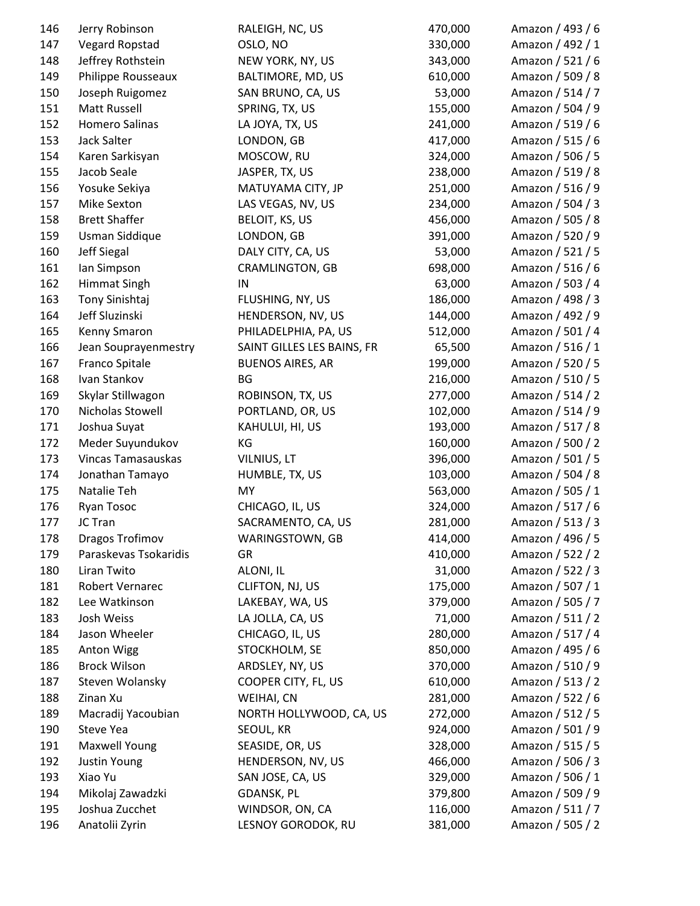| | | | | |
|---|---|---|---|---|
| 146 | Jerry Robinson | RALEIGH, NC, US | 470,000 | Amazon / 493 / 6 |
| 147 | Vegard Ropstad | OSLO, NO | 330,000 | Amazon / 492 / 1 |
| 148 | Jeffrey Rothstein | NEW YORK, NY, US | 343,000 | Amazon / 521 / 6 |
| 149 | Philippe Rousseaux | BALTIMORE, MD, US | 610,000 | Amazon / 509 / 8 |
| 150 | Joseph Ruigomez | SAN BRUNO, CA, US | 53,000 | Amazon / 514 / 7 |
| 151 | Matt Russell | SPRING, TX, US | 155,000 | Amazon / 504 / 9 |
| 152 | Homero Salinas | LA JOYA, TX, US | 241,000 | Amazon / 519 / 6 |
| 153 | Jack Salter | LONDON, GB | 417,000 | Amazon / 515 / 6 |
| 154 | Karen Sarkisyan | MOSCOW, RU | 324,000 | Amazon / 506 / 5 |
| 155 | Jacob Seale | JASPER, TX, US | 238,000 | Amazon / 519 / 8 |
| 156 | Yosuke Sekiya | MATUYAMA CITY, JP | 251,000 | Amazon / 516 / 9 |
| 157 | Mike Sexton | LAS VEGAS, NV, US | 234,000 | Amazon / 504 / 3 |
| 158 | Brett Shaffer | BELOIT, KS, US | 456,000 | Amazon / 505 / 8 |
| 159 | Usman Siddique | LONDON, GB | 391,000 | Amazon / 520 / 9 |
| 160 | Jeff Siegal | DALY CITY, CA, US | 53,000 | Amazon / 521 / 5 |
| 161 | Ian Simpson | CRAMLINGTON, GB | 698,000 | Amazon / 516 / 6 |
| 162 | Himmat Singh | IN | 63,000 | Amazon / 503 / 4 |
| 163 | Tony Sinishtaj | FLUSHING, NY, US | 186,000 | Amazon / 498 / 3 |
| 164 | Jeff Sluzinski | HENDERSON, NV, US | 144,000 | Amazon / 492 / 9 |
| 165 | Kenny Smaron | PHILADELPHIA, PA, US | 512,000 | Amazon / 501 / 4 |
| 166 | Jean Souprayenmestry | SAINT GILLES LES BAINS, FR | 65,500 | Amazon / 516 / 1 |
| 167 | Franco Spitale | BUENOS AIRES, AR | 199,000 | Amazon / 520 / 5 |
| 168 | Ivan Stankov | BG | 216,000 | Amazon / 510 / 5 |
| 169 | Skylar Stillwagon | ROBINSON, TX, US | 277,000 | Amazon / 514 / 2 |
| 170 | Nicholas Stowell | PORTLAND, OR, US | 102,000 | Amazon / 514 / 9 |
| 171 | Joshua Suyat | KAHULUI, HI, US | 193,000 | Amazon / 517 / 8 |
| 172 | Meder Suyundukov | KG | 160,000 | Amazon / 500 / 2 |
| 173 | Vincas Tamasauskas | VILNIUS, LT | 396,000 | Amazon / 501 / 5 |
| 174 | Jonathan Tamayo | HUMBLE, TX, US | 103,000 | Amazon / 504 / 8 |
| 175 | Natalie Teh | MY | 563,000 | Amazon / 505 / 1 |
| 176 | Ryan Tosoc | CHICAGO, IL, US | 324,000 | Amazon / 517 / 6 |
| 177 | JC Tran | SACRAMENTO, CA, US | 281,000 | Amazon / 513 / 3 |
| 178 | Dragos Trofimov | WARINGSTOWN, GB | 414,000 | Amazon / 496 / 5 |
| 179 | Paraskevas Tsokaridis | GR | 410,000 | Amazon / 522 / 2 |
| 180 | Liran Twito | ALONI, IL | 31,000 | Amazon / 522 / 3 |
| 181 | Robert Vernarec | CLIFTON, NJ, US | 175,000 | Amazon / 507 / 1 |
| 182 | Lee Watkinson | LAKEBAY, WA, US | 379,000 | Amazon / 505 / 7 |
| 183 | Josh Weiss | LA JOLLA, CA, US | 71,000 | Amazon / 511 / 2 |
| 184 | Jason Wheeler | CHICAGO, IL, US | 280,000 | Amazon / 517 / 4 |
| 185 | Anton Wigg | STOCKHOLM, SE | 850,000 | Amazon / 495 / 6 |
| 186 | Brock Wilson | ARDSLEY, NY, US | 370,000 | Amazon / 510 / 9 |
| 187 | Steven Wolansky | COOPER CITY, FL, US | 610,000 | Amazon / 513 / 2 |
| 188 | Zinan Xu | WEIHAI, CN | 281,000 | Amazon / 522 / 6 |
| 189 | Macradij Yacoubian | NORTH HOLLYWOOD, CA, US | 272,000 | Amazon / 512 / 5 |
| 190 | Steve Yea | SEOUL, KR | 924,000 | Amazon / 501 / 9 |
| 191 | Maxwell Young | SEASIDE, OR, US | 328,000 | Amazon / 515 / 5 |
| 192 | Justin Young | HENDERSON, NV, US | 466,000 | Amazon / 506 / 3 |
| 193 | Xiao Yu | SAN JOSE, CA, US | 329,000 | Amazon / 506 / 1 |
| 194 | Mikolaj Zawadzki | GDANSK, PL | 379,800 | Amazon / 509 / 9 |
| 195 | Joshua Zucchet | WINDSOR, ON, CA | 116,000 | Amazon / 511 / 7 |
| 196 | Anatolii Zyrin | LESNOY GORODOK, RU | 381,000 | Amazon / 505 / 2 |